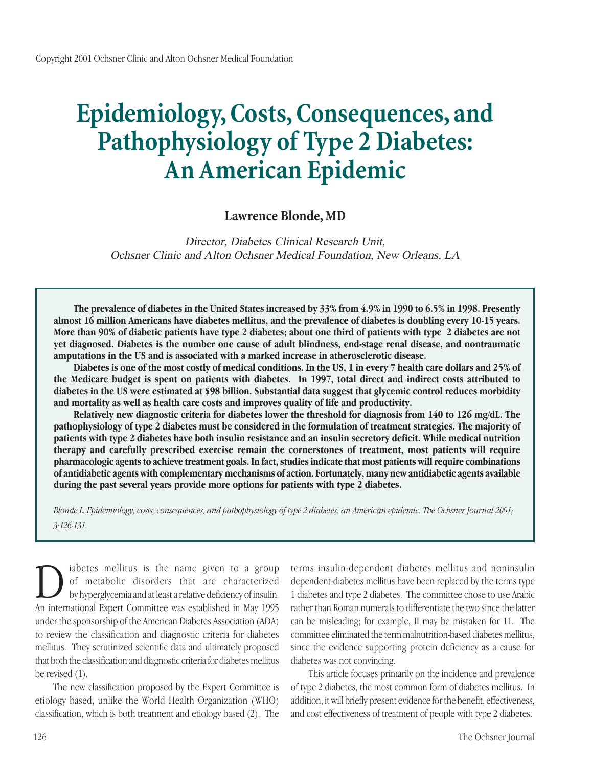Copyright 2001 Ochsner Clinic and Alton Ochsner Medical Foundation

# Epidemiology, Costs, Consequences, and Pathophysiology of Type 2 Diabetes: An American Epidemic

**Lawrence Blonde, MD**

*Director, Diabetes Clinical Research Unit, Ochsner Clinic and Alton Ochsner Medical Foundation, New Orleans, LA*

**The prevalence of diabetes in the United States increased by 33% from 4.9% in 1990 to 6.5% in 1998. Presently almost 16 million Americans have diabetes mellitus, and the prevalence of diabetes is doubling every 10-15 years. More than 90% of diabetic patients have type 2 diabetes; about one third of patients with type 2 diabetes are not yet diagnosed. Diabetes is the number one cause of adult blindness, end-stage renal disease, and nontraumatic amputations in the US and is associated with a marked increase in atherosclerotic disease.**

**Diabetes is one of the most costly of medical conditions. In the US, 1 in every 7 health care dollars and 25% of the Medicare budget is spent on patients with diabetes. In 1997, total direct and indirect costs attributed to diabetes in the US were estimated at $98 billion. Substantial data suggest that glycemic control reduces morbidity and mortality as well as health care costs and improves quality of life and productivity.**

**Relatively new diagnostic criteria for diabetes lower the threshold for diagnosis from 140 to 126 mg/dL. The pathophysiology of type 2 diabetes must be considered in the formulation of treatment strategies. The majority of patients with type 2 diabetes have both insulin resistance and an insulin secretory deficit. While medical nutrition therapy and carefully prescribed exercise remain the cornerstones of treatment, most patients will require pharmacologic agents to achieve treatment goals. In fact, studies indicate that most patients will require combinations of antidiabetic agents with complementary mechanisms of action. Fortunately, many new antidiabetic agents available during the past several years provide more options for patients with type 2 diabetes.**

*Blonde L. Epidemiology, costs, consequences, and pathophysiology of type 2 diabetes: an American epidemic. The Ochsner Journal 2001; 3:126-131.*

Diabetes mellitus is the name given to a group of metabolic disorders that are characterized by hyperglycemia and at least a relative deficiency of insulin. An international Expert Committee was established in May 1995 under the sponsorship of the American Diabetes Association (ADA) to review the classification and diagnostic criteria for diabetes mellitus. They scrutinized scientific data and ultimately proposed that both the classification and diagnostic criteria for diabetes mellitus be revised (1).

The new classification proposed by the Expert Committee is etiology based, unlike the World Health Organization (WHO) classification, which is both treatment and etiology based (2). The terms insulin-dependent diabetes mellitus and noninsulin dependent-diabetes mellitus have been replaced by the terms type 1 diabetes and type 2 diabetes. The committee chose to use Arabic rather than Roman numerals to differentiate the two since the latter can be misleading; for example, II may be mistaken for 11. The committee eliminated the term malnutrition-based diabetes mellitus, since the evidence supporting protein deficiency as a cause for diabetes was not convincing.

This article focuses primarily on the incidence and prevalence of type 2 diabetes, the most common form of diabetes mellitus. In addition, it will briefly present evidence for the benefit, effectiveness, and cost effectiveness of treatment of people with type 2 diabetes.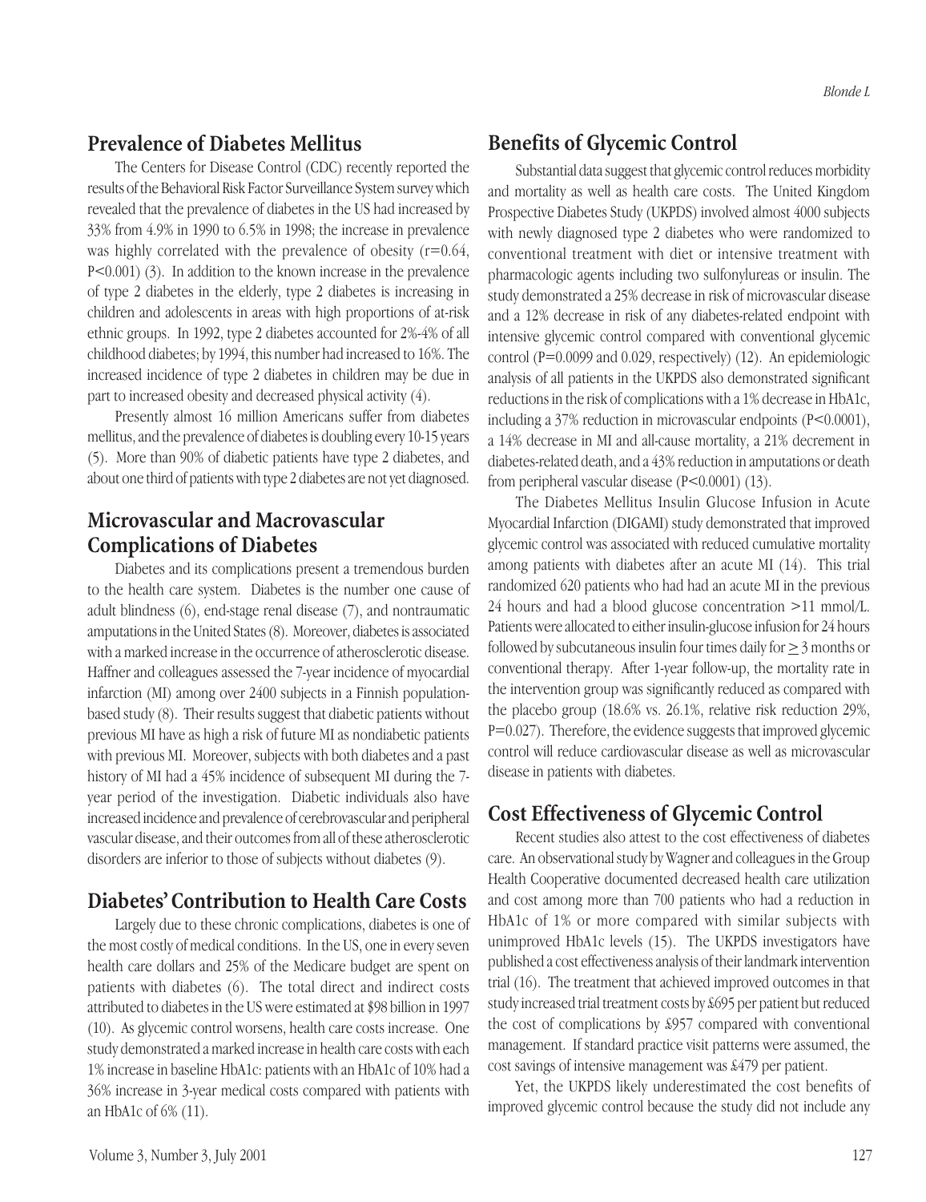## Prevalence of Diabetes Mellitus

The Centers for Disease Control (CDC) recently reported the results of the Behavioral Risk Factor Surveillance System survey which revealed that the prevalence of diabetes in the US had increased by 33% from 4.9% in 1990 to 6.5% in 1998; the increase in prevalence was highly correlated with the prevalence of obesity ($r=0.64$, $P<0.001$) (3). In addition to the known increase in the prevalence of type 2 diabetes in the elderly, type 2 diabetes is increasing in children and adolescents in areas with high proportions of at-risk ethnic groups. In 1992, type 2 diabetes accounted for 2%-4% of all childhood diabetes; by 1994, this number had increased to 16%. The increased incidence of type 2 diabetes in children may be due in part to increased obesity and decreased physical activity (4).

Presently almost 16 million Americans suffer from diabetes mellitus, and the prevalence of diabetes is doubling every 10-15 years (5). More than 90% of diabetic patients have type 2 diabetes, and about one third of patients with type 2 diabetes are not yet diagnosed.

## Microvascular and Macrovascular Complications of Diabetes

Diabetes and its complications present a tremendous burden to the health care system. Diabetes is the number one cause of adult blindness (6), end-stage renal disease (7), and nontraumatic amputations in the United States (8). Moreover, diabetes is associated with a marked increase in the occurrence of atherosclerotic disease. Haffner and colleagues assessed the 7-year incidence of myocardial infarction (MI) among over 2400 subjects in a Finnish population-based study (8). Their results suggest that diabetic patients without previous MI have as high a risk of future MI as nondiabetic patients with previous MI. Moreover, subjects with both diabetes and a past history of MI had a 45% incidence of subsequent MI during the 7-year period of the investigation. Diabetic individuals also have increased incidence and prevalence of cerebrovascular and peripheral vascular disease, and their outcomes from all of these atherosclerotic disorders are inferior to those of subjects without diabetes (9).

## Diabetes' Contribution to Health Care Costs

Largely due to these chronic complications, diabetes is one of the most costly of medical conditions. In the US, one in every seven health care dollars and 25% of the Medicare budget are spent on patients with diabetes (6). The total direct and indirect costs attributed to diabetes in the US were estimated at $98 billion in 1997 (10). As glycemic control worsens, health care costs increase. One study demonstrated a marked increase in health care costs with each 1% increase in baseline HbA1c: patients with an HbA1c of 10% had a 36% increase in 3-year medical costs compared with patients with an HbA1c of 6% (11).

## Benefits of Glycemic Control

Substantial data suggest that glycemic control reduces morbidity and mortality as well as health care costs. The United Kingdom Prospective Diabetes Study (UKPDS) involved almost 4000 subjects with newly diagnosed type 2 diabetes who were randomized to conventional treatment with diet or intensive treatment with pharmacologic agents including two sulfonylureas or insulin. The study demonstrated a 25% decrease in risk of microvascular disease and a 12% decrease in risk of any diabetes-related endpoint with intensive glycemic control compared with conventional glycemic control ($P=0.0099$ and 0.029, respectively) (12). An epidemiologic analysis of all patients in the UKPDS also demonstrated significant reductions in the risk of complications with a 1% decrease in HbA1c, including a 37% reduction in microvascular endpoints ($P<0.0001$), a 14% decrease in MI and all-cause mortality, a 21% decrement in diabetes-related death, and a 43% reduction in amputations or death from peripheral vascular disease ($P<0.0001$) (13).

The Diabetes Mellitus Insulin Glucose Infusion in Acute Myocardial Infarction (DIGAMI) study demonstrated that improved glycemic control was associated with reduced cumulative mortality among patients with diabetes after an acute MI (14). This trial randomized 620 patients who had had an acute MI in the previous 24 hours and had a blood glucose concentration >11 mmol/L. Patients were allocated to either insulin-glucose infusion for 24 hours followed by subcutaneous insulin four times daily for $\geq$ 3 months or conventional therapy. After 1-year follow-up, the mortality rate in the intervention group was significantly reduced as compared with the placebo group (18.6% vs. 26.1%, relative risk reduction 29%, $P=0.027$). Therefore, the evidence suggests that improved glycemic control will reduce cardiovascular disease as well as microvascular disease in patients with diabetes.

## Cost Effectiveness of Glycemic Control

Recent studies also attest to the cost effectiveness of diabetes care. An observational study by Wagner and colleagues in the Group Health Cooperative documented decreased health care utilization and cost among more than 700 patients who had a reduction in HbA1c of 1% or more compared with similar subjects with unimproved HbA1c levels (15). The UKPDS investigators have published a cost effectiveness analysis of their landmark intervention trial (16). The treatment that achieved improved outcomes in that study increased trial treatment costs by £695 per patient but reduced the cost of complications by £957 compared with conventional management. If standard practice visit patterns were assumed, the cost savings of intensive management was £479 per patient.

Yet, the UKPDS likely underestimated the cost benefits of improved glycemic control because the study did not include any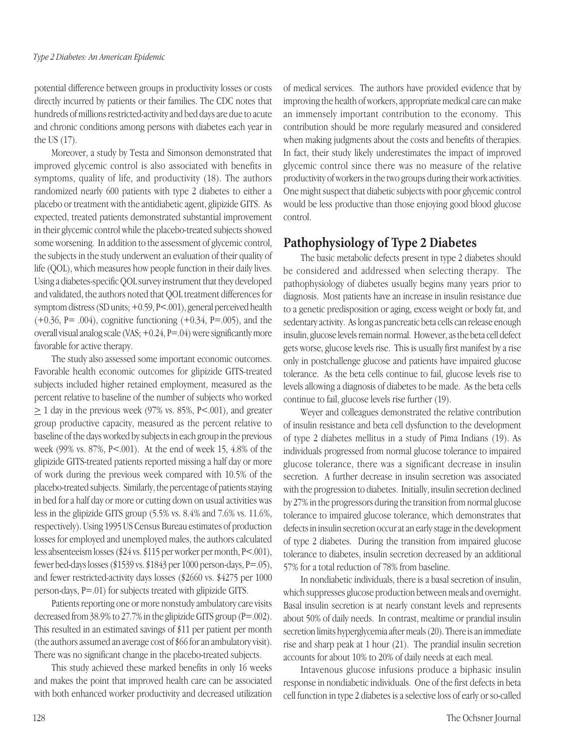potential difference between groups in productivity losses or costs directly incurred by patients or their families. The CDC notes that hundreds of millions restricted-activity and bed days are due to acute and chronic conditions among persons with diabetes each year in the US (17).

Moreover, a study by Testa and Simonson demonstrated that improved glycemic control is also associated with benefits in symptoms, quality of life, and productivity (18). The authors randomized nearly 600 patients with type 2 diabetes to either a placebo or treatment with the antidiabetic agent, glipizide GITS. As expected, treated patients demonstrated substantial improvement in their glycemic control while the placebo-treated subjects showed some worsening. In addition to the assessment of glycemic control, the subjects in the study underwent an evaluation of their quality of life (QOL), which measures how people function in their daily lives. Using a diabetes-specific QOL survey instrument that they developed and validated, the authors noted that QOL treatment differences for symptom distress (SD units; +0.59, P<.001), general perceived health (+0.36, P= .004), cognitive functioning (+0.34, P=.005), and the overall visual analog scale (VAS; +0.24, P=.04) were significantly more favorable for active therapy.

The study also assessed some important economic outcomes. Favorable health economic outcomes for glipizide GITS-treated subjects included higher retained employment, measured as the percent relative to baseline of the number of subjects who worked ≥ 1 day in the previous week (97% vs. 85%, P<.001), and greater group productive capacity, measured as the percent relative to baseline of the days worked by subjects in each group in the previous week (99% vs. 87%, P<.001). At the end of week 15, 4.8% of the glipizide GITS-treated patients reported missing a half day or more of work during the previous week compared with 10.5% of the placebo-treated subjects. Similarly, the percentage of patients staying in bed for a half day or more or cutting down on usual activities was less in the glipizide GITS group (5.5% vs. 8.4% and 7.6% vs. 11.6%, respectively). Using 1995 US Census Bureau estimates of production losses for employed and unemployed males, the authors calculated less absenteeism losses ($24 vs. $115 per worker per month, P<.001), fewer bed-days losses ($1539 vs. $1843 per 1000 person-days, P=.05), and fewer restricted-activity days losses ($2660 vs. $4275 per 1000 person-days, P=.01) for subjects treated with glipizide GITS.

Patients reporting one or more nonstudy ambulatory care visits decreased from 38.9% to 27.7% in the glipizide GITS group (P=.002). This resulted in an estimated savings of $11 per patient per month (the authors assumed an average cost of $66 for an ambulatory visit). There was no significant change in the placebo-treated subjects.

This study achieved these marked benefits in only 16 weeks and makes the point that improved health care can be associated with both enhanced worker productivity and decreased utilization of medical services. The authors have provided evidence that by improving the health of workers, appropriate medical care can make an immensely important contribution to the economy. This contribution should be more regularly measured and considered when making judgments about the costs and benefits of therapies. In fact, their study likely underestimates the impact of improved glycemic control since there was no measure of the relative productivity of workers in the two groups during their work activities. One might suspect that diabetic subjects with poor glycemic control would be less productive than those enjoying good blood glucose control.

## Pathophysiology of Type 2 Diabetes

The basic metabolic defects present in type 2 diabetes should be considered and addressed when selecting therapy. The pathophysiology of diabetes usually begins many years prior to diagnosis. Most patients have an increase in insulin resistance due to a genetic predisposition or aging, excess weight or body fat, and sedentary activity. As long as pancreatic beta cells can release enough insulin, glucose levels remain normal. However, as the beta cell defect gets worse, glucose levels rise. This is usually first manifest by a rise only in postchallenge glucose and patients have impaired glucose tolerance. As the beta cells continue to fail, glucose levels rise to levels allowing a diagnosis of diabetes to be made. As the beta cells continue to fail, glucose levels rise further (19).

Weyer and colleagues demonstrated the relative contribution of insulin resistance and beta cell dysfunction to the development of type 2 diabetes mellitus in a study of Pima Indians (19). As individuals progressed from normal glucose tolerance to impaired glucose tolerance, there was a significant decrease in insulin secretion. A further decrease in insulin secretion was associated with the progression to diabetes. Initially, insulin secretion declined by 27% in the progressors during the transition from normal glucose tolerance to impaired glucose tolerance, which demonstrates that defects in insulin secretion occur at an early stage in the development of type 2 diabetes. During the transition from impaired glucose tolerance to diabetes, insulin secretion decreased by an additional 57% for a total reduction of 78% from baseline.

In nondiabetic individuals, there is a basal secretion of insulin, which suppresses glucose production between meals and overnight. Basal insulin secretion is at nearly constant levels and represents about 50% of daily needs. In contrast, mealtime or prandial insulin secretion limits hyperglycemia after meals (20). There is an immediate rise and sharp peak at 1 hour (21). The prandial insulin secretion accounts for about 10% to 20% of daily needs at each meal.

Intavenous glucose infusions produce a biphasic insulin response in nondiabetic individuals. One of the first defects in beta cell function in type 2 diabetes is a selective loss of early or so-called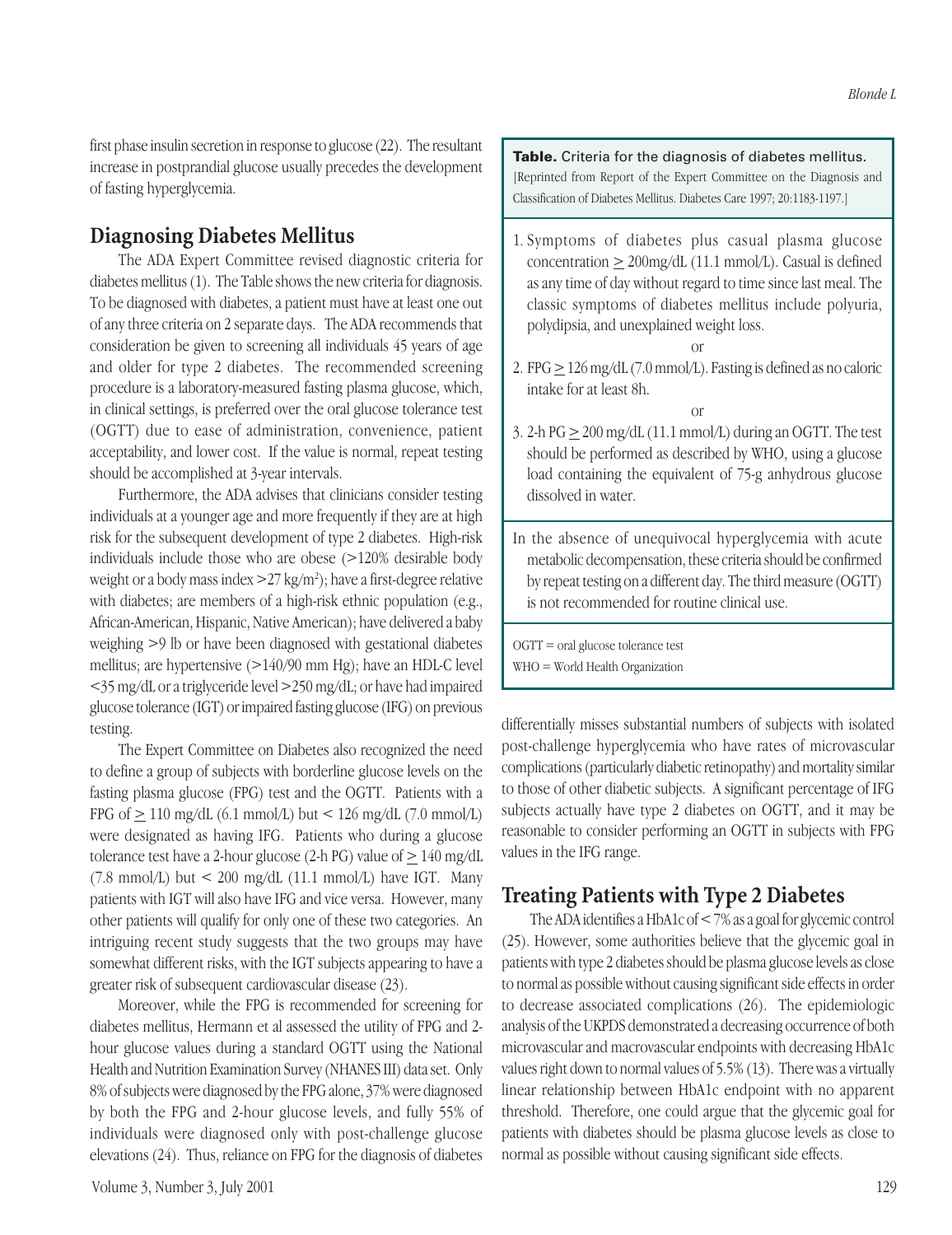first phase insulin secretion in response to glucose (22). The resultant increase in postprandial glucose usually precedes the development of fasting hyperglycemia.

## Diagnosing Diabetes Mellitus

The ADA Expert Committee revised diagnostic criteria for diabetes mellitus (1). The Table shows the new criteria for diagnosis. To be diagnosed with diabetes, a patient must have at least one out of any three criteria on 2 separate days. The ADA recommends that consideration be given to screening all individuals 45 years of age and older for type 2 diabetes. The recommended screening procedure is a laboratory-measured fasting plasma glucose, which, in clinical settings, is preferred over the oral glucose tolerance test (OGTT) due to ease of administration, convenience, patient acceptability, and lower cost. If the value is normal, repeat testing should be accomplished at 3-year intervals.

Furthermore, the ADA advises that clinicians consider testing individuals at a younger age and more frequently if they are at high risk for the subsequent development of type 2 diabetes. High-risk individuals include those who are obese (>120% desirable body weight or a body mass index >27 kg/m$^2$); have a first-degree relative with diabetes; are members of a high-risk ethnic population (e.g., African-American, Hispanic, Native American); have delivered a baby weighing >9 lb or have been diagnosed with gestational diabetes mellitus; are hypertensive (>140/90 mm Hg); have an HDL-C level <35 mg/dL or a triglyceride level >250 mg/dL; or have had impaired glucose tolerance (IGT) or impaired fasting glucose (IFG) on previous testing.

The Expert Committee on Diabetes also recognized the need to define a group of subjects with borderline glucose levels on the fasting plasma glucose (FPG) test and the OGTT. Patients with a FPG of ≥ 110 mg/dL (6.1 mmol/L) but < 126 mg/dL (7.0 mmol/L) were designated as having IFG. Patients who during a glucose tolerance test have a 2-hour glucose (2-h PG) value of ≥ 140 mg/dL (7.8 mmol/L) but < 200 mg/dL (11.1 mmol/L) have IGT. Many patients with IGT will also have IFG and vice versa. However, many other patients will qualify for only one of these two categories. An intriguing recent study suggests that the two groups may have somewhat different risks, with the IGT subjects appearing to have a greater risk of subsequent cardiovascular disease (23).

Moreover, while the FPG is recommended for screening for diabetes mellitus, Hermann et al assessed the utility of FPG and 2-hour glucose values during a standard OGTT using the National Health and Nutrition Examination Survey (NHANES III) data set. Only 8% of subjects were diagnosed by the FPG alone, 37% were diagnosed by both the FPG and 2-hour glucose levels, and fully 55% of individuals were diagnosed only with post-challenge glucose elevations (24). Thus, reliance on FPG for the diagnosis of diabetes differentially misses substantial numbers of subjects with isolated post-challenge hyperglycemia who have rates of microvascular complications (particularly diabetic retinopathy) and mortality similar to those of other diabetic subjects. A significant percentage of IFG subjects actually have type 2 diabetes on OGTT, and it may be reasonable to consider performing an OGTT in subjects with FPG values in the IFG range.

**Table.** Criteria for the diagnosis of diabetes mellitus.
[Reprinted from Report of the Expert Committee on the Diagnosis and Classification of Diabetes Mellitus. Diabetes Care 1997; 20:1183-1197.]

1. Symptoms of diabetes plus casual plasma glucose concentration ≥ 200mg/dL (11.1 mmol/L). Casual is defined as any time of day without regard to time since last meal. The classic symptoms of diabetes mellitus include polyuria, polydipsia, and unexplained weight loss.

   or

2. FPG ≥ 126 mg/dL (7.0 mmol/L). Fasting is defined as no caloric intake for at least 8h.

   or

3. 2-h PG ≥ 200 mg/dL (11.1 mmol/L) during an OGTT. The test should be performed as described by WHO, using a glucose load containing the equivalent of 75-g anhydrous glucose dissolved in water.

In the absence of unequivocal hyperglycemia with acute metabolic decompensation, these criteria should be confirmed by repeat testing on a different day. The third measure (OGTT) is not recommended for routine clinical use.

OGTT = oral glucose tolerance test
WHO = World Health Organization

## Treating Patients with Type 2 Diabetes

The ADA identifies a HbA1c of < 7% as a goal for glycemic control (25). However, some authorities believe that the glycemic goal in patients with type 2 diabetes should be plasma glucose levels as close to normal as possible without causing significant side effects in order to decrease associated complications (26). The epidemiologic analysis of the UKPDS demonstrated a decreasing occurrence of both microvascular and macrovascular endpoints with decreasing HbA1c values right down to normal values of 5.5% (13). There was a virtually linear relationship between HbA1c endpoint with no apparent threshold. Therefore, one could argue that the glycemic goal for patients with diabetes should be plasma glucose levels as close to normal as possible without causing significant side effects.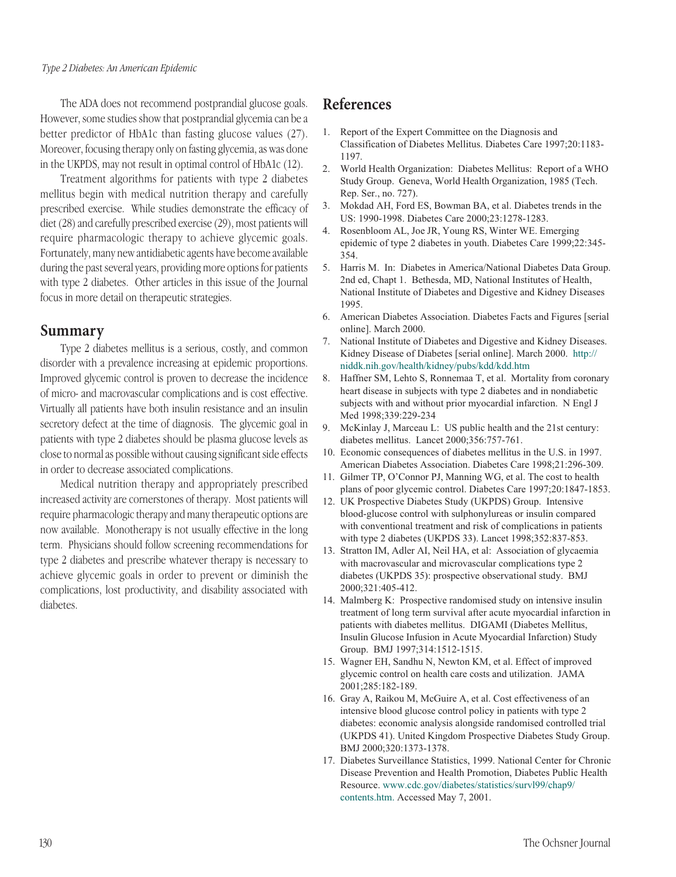The ADA does not recommend postprandial glucose goals. However, some studies show that postprandial glycemia can be a better predictor of HbA1c than fasting glucose values (27). Moreover, focusing therapy only on fasting glycemia, as was done in the UKPDS, may not result in optimal control of HbA1c (12).

Treatment algorithms for patients with type 2 diabetes mellitus begin with medical nutrition therapy and carefully prescribed exercise. While studies demonstrate the efficacy of diet (28) and carefully prescribed exercise (29), most patients will require pharmacologic therapy to achieve glycemic goals. Fortunately, many new antidiabetic agents have become available during the past several years, providing more options for patients with type 2 diabetes. Other articles in this issue of the Journal focus in more detail on therapeutic strategies.

## Summary

Type 2 diabetes mellitus is a serious, costly, and common disorder with a prevalence increasing at epidemic proportions. Improved glycemic control is proven to decrease the incidence of micro- and macrovascular complications and is cost effective. Virtually all patients have both insulin resistance and an insulin secretory defect at the time of diagnosis. The glycemic goal in patients with type 2 diabetes should be plasma glucose levels as close to normal as possible without causing significant side effects in order to decrease associated complications.

Medical nutrition therapy and appropriately prescribed increased activity are cornerstones of therapy. Most patients will require pharmacologic therapy and many therapeutic options are now available. Monotherapy is not usually effective in the long term. Physicians should follow screening recommendations for type 2 diabetes and prescribe whatever therapy is necessary to achieve glycemic goals in order to prevent or diminish the complications, lost productivity, and disability associated with diabetes.

## References

1. Report of the Expert Committee on the Diagnosis and Classification of Diabetes Mellitus. Diabetes Care 1997;20:1183-1197.
2. World Health Organization: Diabetes Mellitus: Report of a WHO Study Group. Geneva, World Health Organization, 1985 (Tech. Rep. Ser., no. 727).
3. Mokdad AH, Ford ES, Bowman BA, et al. Diabetes trends in the US: 1990-1998. Diabetes Care 2000;23:1278-1283.
4. Rosenbloom AL, Joe JR, Young RS, Winter WE. Emerging epidemic of type 2 diabetes in youth. Diabetes Care 1999;22:345-354.
5. Harris M. In: Diabetes in America/National Diabetes Data Group. 2nd ed, Chapt 1. Bethesda, MD, National Institutes of Health, National Institute of Diabetes and Digestive and Kidney Diseases 1995.
6. American Diabetes Association. Diabetes Facts and Figures [serial online]. March 2000.
7. National Institute of Diabetes and Digestive and Kidney Diseases. Kidney Disease of Diabetes [serial online]. March 2000. http://niddk.nih.gov/health/kidney/pubs/kdd/kdd.htm
8. Haffner SM, Lehto S, Ronnemaa T, et al. Mortality from coronary heart disease in subjects with type 2 diabetes and in nondiabetic subjects with and without prior myocardial infarction. N Engl J Med 1998;339:229-234
9. McKinlay J, Marceau L: US public health and the 21st century: diabetes mellitus. Lancet 2000;356:757-761.
10. Economic consequences of diabetes mellitus in the U.S. in 1997. American Diabetes Association. Diabetes Care 1998;21:296-309.
11. Gilmer TP, O'Connor PJ, Manning WG, et al. The cost to health plans of poor glycemic control. Diabetes Care 1997;20:1847-1853.
12. UK Prospective Diabetes Study (UKPDS) Group. Intensive blood-glucose control with sulphonylureas or insulin compared with conventional treatment and risk of complications in patients with type 2 diabetes (UKPDS 33). Lancet 1998;352:837-853.
13. Stratton IM, Adler AI, Neil HA, et al: Association of glycaemia with macrovascular and microvascular complications type 2 diabetes (UKPDS 35): prospective observational study. BMJ 2000;321:405-412.
14. Malmberg K: Prospective randomised study on intensive insulin treatment of long term survival after acute myocardial infarction in patients with diabetes mellitus. DIGAMI (Diabetes Mellitus, Insulin Glucose Infusion in Acute Myocardial Infarction) Study Group. BMJ 1997;314:1512-1515.
15. Wagner EH, Sandhu N, Newton KM, et al. Effect of improved glycemic control on health care costs and utilization. JAMA 2001;285:182-189.
16. Gray A, Raikou M, McGuire A, et al. Cost effectiveness of an intensive blood glucose control policy in patients with type 2 diabetes: economic analysis alongside randomised controlled trial (UKPDS 41). United Kingdom Prospective Diabetes Study Group. BMJ 2000;320:1373-1378.
17. Diabetes Surveillance Statistics, 1999. National Center for Chronic Disease Prevention and Health Promotion, Diabetes Public Health Resource. www.cdc.gov/diabetes/statistics/survl99/chap9/contents.htm. Accessed May 7, 2001.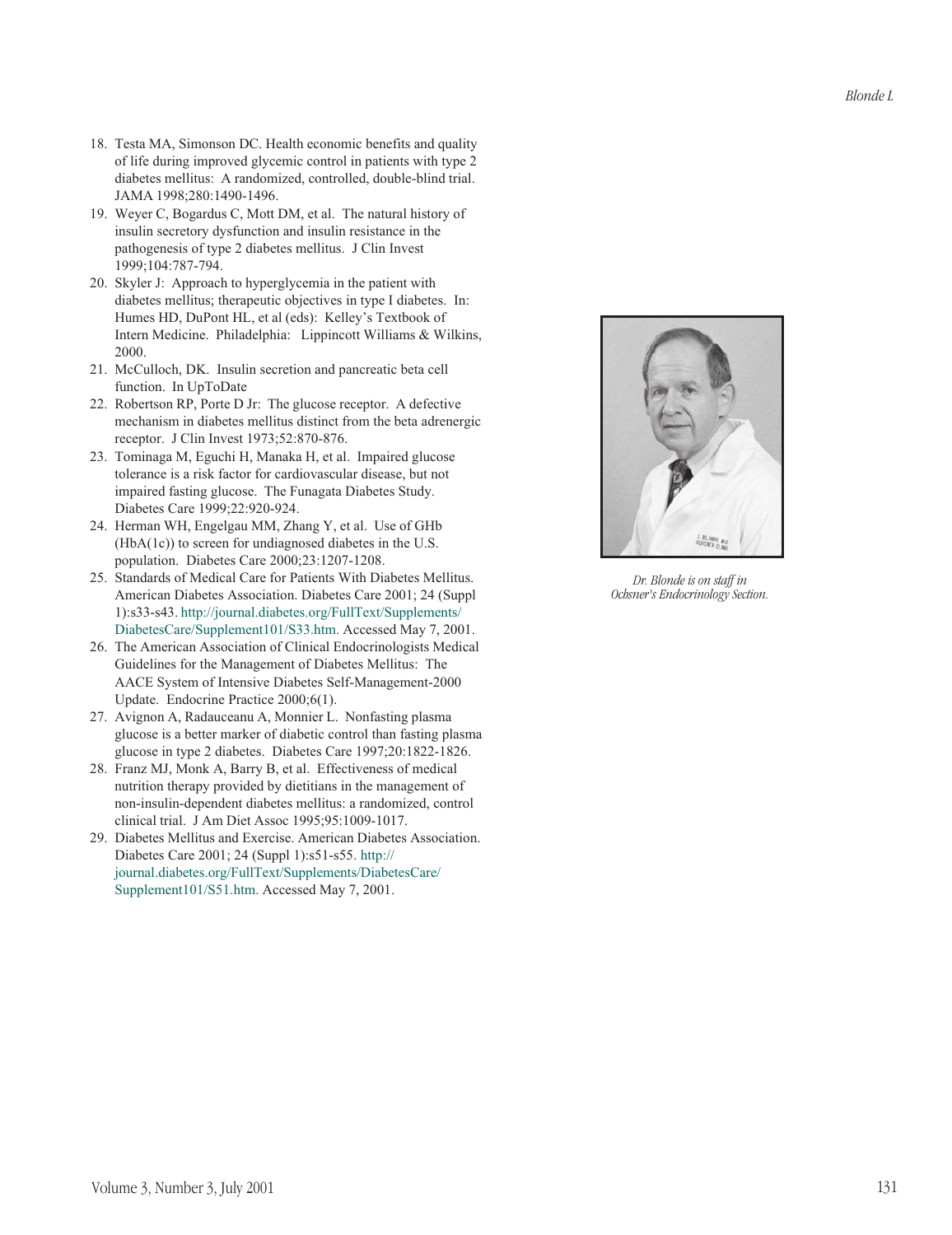18. Testa MA, Simonson DC. Health economic benefits and quality of life during improved glycemic control in patients with type 2 diabetes mellitus: A randomized, controlled, double-blind trial. JAMA 1998;280:1490-1496.
19. Weyer C, Bogardus C, Mott DM, et al. The natural history of insulin secretory dysfunction and insulin resistance in the pathogenesis of type 2 diabetes mellitus. J Clin Invest 1999;104:787-794.
20. Skyler J: Approach to hyperglycemia in the patient with diabetes mellitus; therapeutic objectives in type I diabetes. In: Humes HD, DuPont HL, et al (eds): Kelley's Textbook of Intern Medicine. Philadelphia: Lippincott Williams & Wilkins, 2000.
21. McCulloch, DK. Insulin secretion and pancreatic beta cell function. In UpToDate
22. Robertson RP, Porte D Jr: The glucose receptor. A defective mechanism in diabetes mellitus distinct from the beta adrenergic receptor. J Clin Invest 1973;52:870-876.
23. Tominaga M, Eguchi H, Manaka H, et al. Impaired glucose tolerance is a risk factor for cardiovascular disease, but not impaired fasting glucose. The Funagata Diabetes Study. Diabetes Care 1999;22:920-924.
24. Herman WH, Engelgau MM, Zhang Y, et al. Use of GHb (HbA(1c)) to screen for undiagnosed diabetes in the U.S. population. Diabetes Care 2000;23:1207-1208.
25. Standards of Medical Care for Patients With Diabetes Mellitus. American Diabetes Association. Diabetes Care 2001; 24 (Suppl 1):s33-s43. http://journal.diabetes.org/FullText/Supplements/DiabetesCare/Supplement101/S33.htm. Accessed May 7, 2001.
26. The American Association of Clinical Endocrinologists Medical Guidelines for the Management of Diabetes Mellitus: The AACE System of Intensive Diabetes Self-Management-2000 Update. Endocrine Practice 2000;6(1).
27. Avignon A, Radauceanu A, Monnier L. Nonfasting plasma glucose is a better marker of diabetic control than fasting plasma glucose in type 2 diabetes. Diabetes Care 1997;20:1822-1826.
28. Franz MJ, Monk A, Barry B, et al. Effectiveness of medical nutrition therapy provided by dietitians in the management of non-insulin-dependent diabetes mellitus: a randomized, control clinical trial. J Am Diet Assoc 1995;95:1009-1017.
29. Diabetes Mellitus and Exercise. American Diabetes Association. Diabetes Care 2001; 24 (Suppl 1):s51-s55. http://journal.diabetes.org/FullText/Supplements/DiabetesCare/Supplement101/S51.htm. Accessed May 7, 2001.

*Dr. Blonde is on staff in Ochsner's Endocrinology Section.*